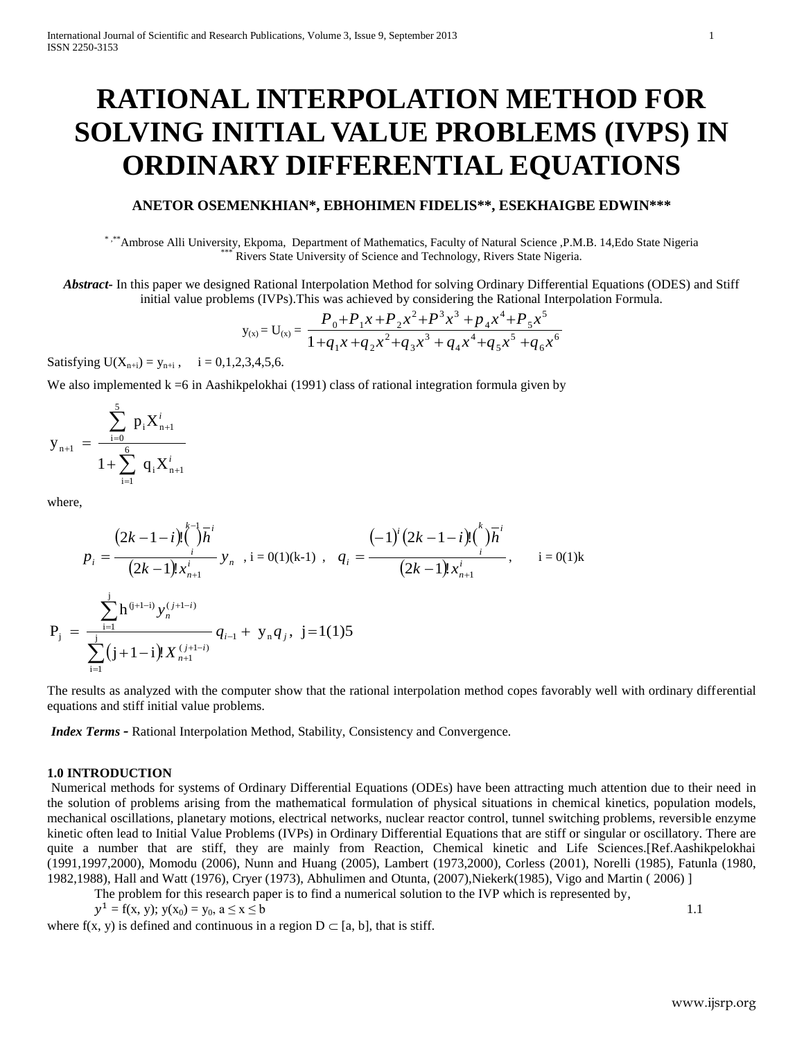# RATIONAL INTERPOLATION METHOD FOR SOLVING INITIAL VALUE PROBLEMS (IVPS) IN ORDINARY DIFFERENTIAL EQUATIONS

**ANETOR OSEMENKHIAN\*, EBHOHIMEN FIDELIS\*\*, ESEKHAIGBE EDWIN\*\*\***

\*,\*\*Ambrose Alli University, Ekpoma, Department of Mathematics, Faculty of Natural Science ,P.M.B. 14,Edo State Nigeria
\*\*\*Rivers State University of Science and Technology, Rivers State Nigeria.

***Abstract***- In this paper we designed Rational Interpolation Method for solving Ordinary Differential Equations (ODES) and Stiff initial value problems (IVPs).This was achieved by considering the Rational Interpolation Formula.

$$y_{(x)} = U_{(x)} = \frac{P_0 + P_1 x + P_2 x^2 + P^3 x^3 + p_4 x^4 + P_5 x^5}{1 + q_1 x + q_2 x^2 + q_3 x^3 + q_4 x^4 + q_5 x^5 + q_6 x^6}$$

Satisfying $U(X_{n+i}) = y_{n+i}$ , $i = 0,1,2,3,4,5,6.$

We also implemented k =6 in Aashikpelokhai (1991) class of rational integration formula given by

$$y_{n+1} = \frac{\sum_{i=0}^{5} p_i X_{n+1}^{i}}{1 + \sum_{i=1}^{6} q_i X_{n+1}^{i}}$$

where,

$$p_i = \frac{(2k-1-i)!\binom{k-1}{i}\bar{h}^{i}}{(2k-1)!\,x_{n+1}^{i}} y_n \ , \ i = 0(1)(k-1) \ , \quad q_i = \frac{(-1)^i (2k-1-i)!\binom{k}{i}\bar{h}^{i}}{(2k-1)!\,x_{n+1}^{i}}, \qquad i = 0(1)k$$

$$P_j = \frac{\sum_{i=1}^{j} h^{(j+1-i)} y_n^{(j+1-i)}}{\sum_{i=1}^{j} (j+1-i)!\, X_{n+1}^{(j+1-i)}} q_{i-1} + y_n q_j, \ j = 1(1)5$$

The results as analyzed with the computer show that the rational interpolation method copes favorably well with ordinary differential equations and stiff initial value problems.

***Index Terms -*** Rational Interpolation Method, Stability, Consistency and Convergence.

### 1.0 INTRODUCTION

Numerical methods for systems of Ordinary Differential Equations (ODEs) have been attracting much attention due to their need in the solution of problems arising from the mathematical formulation of physical situations in chemical kinetics, population models, mechanical oscillations, planetary motions, electrical networks, nuclear reactor control, tunnel switching problems, reversible enzyme kinetic often lead to Initial Value Problems (IVPs) in Ordinary Differential Equations that are stiff or singular or oscillatory. There are quite a number that are stiff, they are mainly from Reaction, Chemical kinetic and Life Sciences.[Ref.Aashikpelokhai (1991,1997,2000), Momodu (2006), Nunn and Huang (2005), Lambert (1973,2000), Corless (2001), Norelli (1985), Fatunla (1980, 1982,1988), Hall and Watt (1976), Cryer (1973), Abhulimen and Otunta, (2007),Niekerk(1985), Vigo and Martin ( 2006) ]

The problem for this research paper is to find a numerical solution to the IVP which is represented by,

$$y^1 = f(x, y); \ y(x_0) = y_0, \ a \leq x \leq b \qquad 1.1$$

where f(x, y) is defined and continuous in a region $D \subset [a, b]$, that is stiff.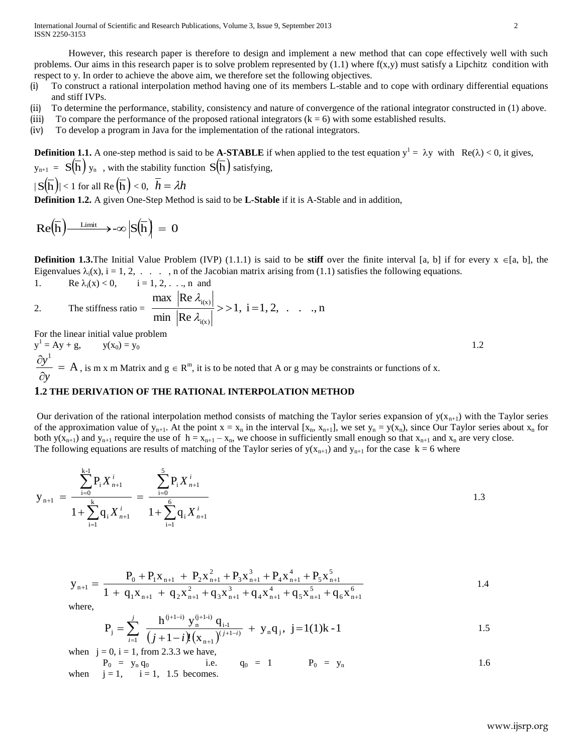However, this research paper is therefore to design and implement a new method that can cope effectively well with such problems. Our aims in this research paper is to solve problem represented by (1.1) where f(x,y) must satisfy a Lipchitz condition with respect to y. In order to achieve the above aim, we therefore set the following objectives.

(i) To construct a rational interpolation method having one of its members L-stable and to cope with ordinary differential equations and stiff IVPs.

(ii) To determine the performance, stability, consistency and nature of convergence of the rational integrator constructed in (1) above.

(iii) To compare the performance of the proposed rational integrators (k = 6) with some established results.

(iv) To develop a program in Java for the implementation of the rational integrators.

**Definition 1.1.** A one-step method is said to be **A-STABLE** if when applied to the test equation $y^1 = \lambda y$ with $\mathrm{Re}(\lambda) < 0$, it gives, $y_{n+1} = S(\bar{h})\, y_n$ , with the stability function $S(\bar{h})$ satisfying,

$|S(\bar{h})| < 1$ for all $\mathrm{Re}(\bar{h}) < 0$, $\bar{h} = \lambda h$

**Definition 1.2.** A given One-Step Method is said to be **L-Stable** if it is A-Stable and in addition,

$$\mathrm{Re}(\bar{h}) \xrightarrow{\text{Limit}} -\infty \left|S(\bar{h})\right| = 0$$

**Definition 1.3.** The Initial Value Problem (IVP) (1.1.1) is said to be **stiff** over the finite interval [a, b] if for every $x \in [a, b]$, the Eigenvalues $\lambda_i(x)$, i = 1, 2, . . . . , n of the Jacobian matrix arising from (1.1) satisfies the following equations.

1. $\mathrm{Re}\, \lambda_i(x) < 0$, i = 1, 2, . . ., n and
2. The stiffness ratio = $\dfrac{\max \left|\mathrm{Re}\, \lambda_{i(x)}\right|}{\min \left|\mathrm{Re}\, \lambda_{i(x)}\right|} >> 1, \ i = 1, 2, \ . \ . \ ., n$

For the linear initial value problem

$$y^1 = Ay + g, \qquad y(x_0) = y_0 \tag{1.2}$$

$\dfrac{\partial y^1}{\partial y} = A$, is m x m Matrix and $g \in R^m$, it is to be noted that A or g may be constraints or functions of x.

## 1.2 THE DERIVATION OF THE RATIONAL INTERPOLATION METHOD

Our derivation of the rational interpolation method consists of matching the Taylor series expansion of $y(x_{n+1})$ with the Taylor series of the approximation value of $y_{n+1}$. At the point $x = x_n$ in the interval $[x_n, x_{n+1}]$, we set $y_n = y(x_n)$, since Our Taylor series about $x_n$ for both $y(x_{n+1})$ and $y_{n+1}$ require the use of $h = x_{n+1} - x_n$, we choose in sufficiently small enough so that $x_{n+1}$ and $x_n$ are very close. The following equations are results of matching of the Taylor series of $y(x_{n+1})$ and $y_{n+1}$ for the case k = 6 where

$$y_{n+1} = \frac{\sum_{i=0}^{k-1} P_i X_{n+1}^i}{1 + \sum_{i=1}^{k} q_i X_{n+1}^i} = \frac{\sum_{i=0}^{5} P_i X_{n+1}^i}{1 + \sum_{i=1}^{6} q_i X_{n+1}^i} \tag{1.3}$$

$$y_{n+1} = \frac{P_0 + P_1 x_{n+1} + P_2 x_{n+1}^2 + P_3 x_{n+1}^3 + P_4 x_{n+1}^4 + P_5 x_{n+1}^5}{1 + q_1 x_{n+1} + q_2 x_{n+1}^2 + q_3 x_{n+1}^3 + q_4 x_{n+1}^4 + q_5 x_{n+1}^5 + q_6 x_{n+1}^6} \tag{1.4}$$

where,

$$P_j = \sum_{i=1}^{j} \frac{h^{(j+1-i)}\, y_n^{(j+1-i)}\, q_{i-1}}{(j+1-i)!\,(x_{n+1})^{(j+1-i)}} + y_n q_j, \ \ j = 1(1)k-1 \tag{1.5}$$

when j = 0, i = 1, from 2.3.3 we have,

$$P_0 = y_n q_0 \qquad \text{i.e.} \qquad q_0 = 1 \qquad P_0 = y_n \tag{1.6}$$

when j = 1, i = 1, 1.5 becomes.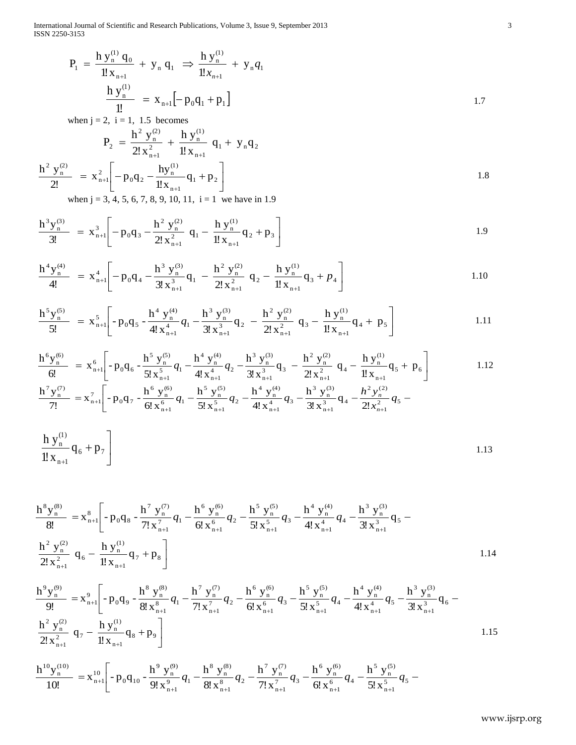$$P_1 = \frac{h\, y_n^{(1)}\, q_0}{1!\, x_{n+1}} + y_n\, q_1 \;\Rightarrow\; \frac{h\, y_n^{(1)}}{1! x_{n+1}} + y_n q_1$$

$$\frac{h\, y_n^{(1)}}{1!} = x_{n+1}\left[-p_0 q_1 + p_1\right] \tag{1.7}$$

when j = 2, i = 1, 1.5 becomes

$$P_2 = \frac{h^2\, y_n^{(2)}}{2!\, x_{n+1}^2} + \frac{h\, y_n^{(1)}}{1!\, x_{n+1}}\, q_1 + y_n q_2$$

$$\frac{h^2\, y_n^{(2)}}{2!} = x_{n+1}^2\left[-p_0 q_2 - \frac{h y_n^{(1)}}{1! x_{n+1}} q_1 + p_2\right] \tag{1.8}$$

when j = 3, 4, 5, 6, 7, 8, 9, 10, 11, i = 1 we have in 1.9

$$\frac{h^3 y_n^{(3)}}{3!} = x_{n+1}^3\left[-p_0 q_3 - \frac{h^2\, y_n^{(2)}}{2!\, x_{n+1}^2}\, q_1 - \frac{h\, y_n^{(1)}}{1!\, x_{n+1}} q_2 + p_3\right] \tag{1.9}$$

$$\frac{h^4 y_n^{(4)}}{4!} = x_{n+1}^4\left[-p_0 q_4 - \frac{h^3\, y_n^{(3)}}{3!\, x_{n+1}^3} q_1 - \frac{h^2\, y_n^{(2)}}{2!\, x_{n+1}^2}\, q_2 - \frac{h\, y_n^{(1)}}{1!\, x_{n+1}} q_3 + p_4\right] \tag{1.10}$$

$$\frac{h^5 y_n^{(5)}}{5!} = x_{n+1}^5\left[-p_0 q_5 - \frac{h^4\, y_n^{(4)}}{4!\, x_{n+1}^4} q_1 - \frac{h^3\, y_n^{(3)}}{3!\, x_{n+1}^3} q_2 - \frac{h^2\, y_n^{(2)}}{2!\, x_{n+1}^2}\, q_3 - \frac{h\, y_n^{(1)}}{1!\, x_{n+1}} q_4 + p_5\right] \tag{1.11}$$

$$\frac{h^6 y_n^{(6)}}{6!} = x_{n+1}^6\left[-p_0 q_6 - \frac{h^5\, y_n^{(5)}}{5!\, x_{n+1}^5} q_1 - \frac{h^4\, y_n^{(4)}}{4!\, x_{n+1}^4} q_2 - \frac{h^3\, y_n^{(3)}}{3!\, x_{n+1}^3} q_3 - \frac{h^2\, y_n^{(2)}}{2!\, x_{n+1}^2}\, q_4 - \frac{h\, y_n^{(1)}}{1!\, x_{n+1}} q_5 + p_6\right] \tag{1.12}$$

$$\frac{h^7 y_n^{(7)}}{7!} = x_{n+1}^7\left[-p_0 q_7 - \frac{h^6\, y_n^{(6)}}{6!\, x_{n+1}^6} q_1 - \frac{h^5\, y_n^{(5)}}{5!\, x_{n+1}^5} q_2 - \frac{h^4\, y_n^{(4)}}{4!\, x_{n+1}^4} q_3 - \frac{h^3\, y_n^{(3)}}{3!\, x_{n+1}^3} q_4 - \frac{h^2 y_n^{(2)}}{2! x_{n+1}^2} q_5 - \frac{h\, y_n^{(1)}}{1!\, x_{n+1}} q_6 + p_7\right] \tag{1.13}$$

$$\frac{h^8 y_n^{(8)}}{8!} = x_{n+1}^8\left[-p_0 q_8 - \frac{h^7\, y_n^{(7)}}{7!\, x_{n+1}^7} q_1 - \frac{h^6\, y_n^{(6)}}{6!\, x_{n+1}^6} q_2 - \frac{h^5\, y_n^{(5)}}{5!\, x_{n+1}^5} q_3 - \frac{h^4\, y_n^{(4)}}{4!\, x_{n+1}^4} q_4 - \frac{h^3\, y_n^{(3)}}{3!\, x_{n+1}^3} q_5 - \frac{h^2\, y_n^{(2)}}{2!\, x_{n+1}^2}\, q_6 - \frac{h\, y_n^{(1)}}{1!\, x_{n+1}} q_7 + p_8\right] \tag{1.14}$$

$$\frac{h^9 y_n^{(9)}}{9!} = x_{n+1}^9\left[-p_0 q_9 - \frac{h^8\, y_n^{(8)}}{8!\, x_{n+1}^8} q_1 - \frac{h^7\, y_n^{(7)}}{7!\, x_{n+1}^7} q_2 - \frac{h^6\, y_n^{(6)}}{6!\, x_{n+1}^6} q_3 - \frac{h^5\, y_n^{(5)}}{5!\, x_{n+1}^5} q_4 - \frac{h^4\, y_n^{(4)}}{4!\, x_{n+1}^4} q_5 - \frac{h^3\, y_n^{(3)}}{3!\, x_{n+1}^3} q_6 - \frac{h^2\, y_n^{(2)}}{2!\, x_{n+1}^2}\, q_7 - \frac{h\, y_n^{(1)}}{1!\, x_{n+1}} q_8 + p_9\right] \tag{1.15}$$

$$\frac{h^{10} y_n^{(10)}}{10!} = x_{n+1}^{10}\left[-p_0 q_{10} - \frac{h^9\, y_n^{(9)}}{9!\, x_{n+1}^9} q_1 - \frac{h^8\, y_n^{(8)}}{8!\, x_{n+1}^8} q_2 - \frac{h^7\, y_n^{(7)}}{7!\, x_{n+1}^7} q_3 - \frac{h^6\, y_n^{(6)}}{6!\, x_{n+1}^6} q_4 - \frac{h^5\, y_n^{(5)}}{5!\, x_{n+1}^5} q_5 - \right.$$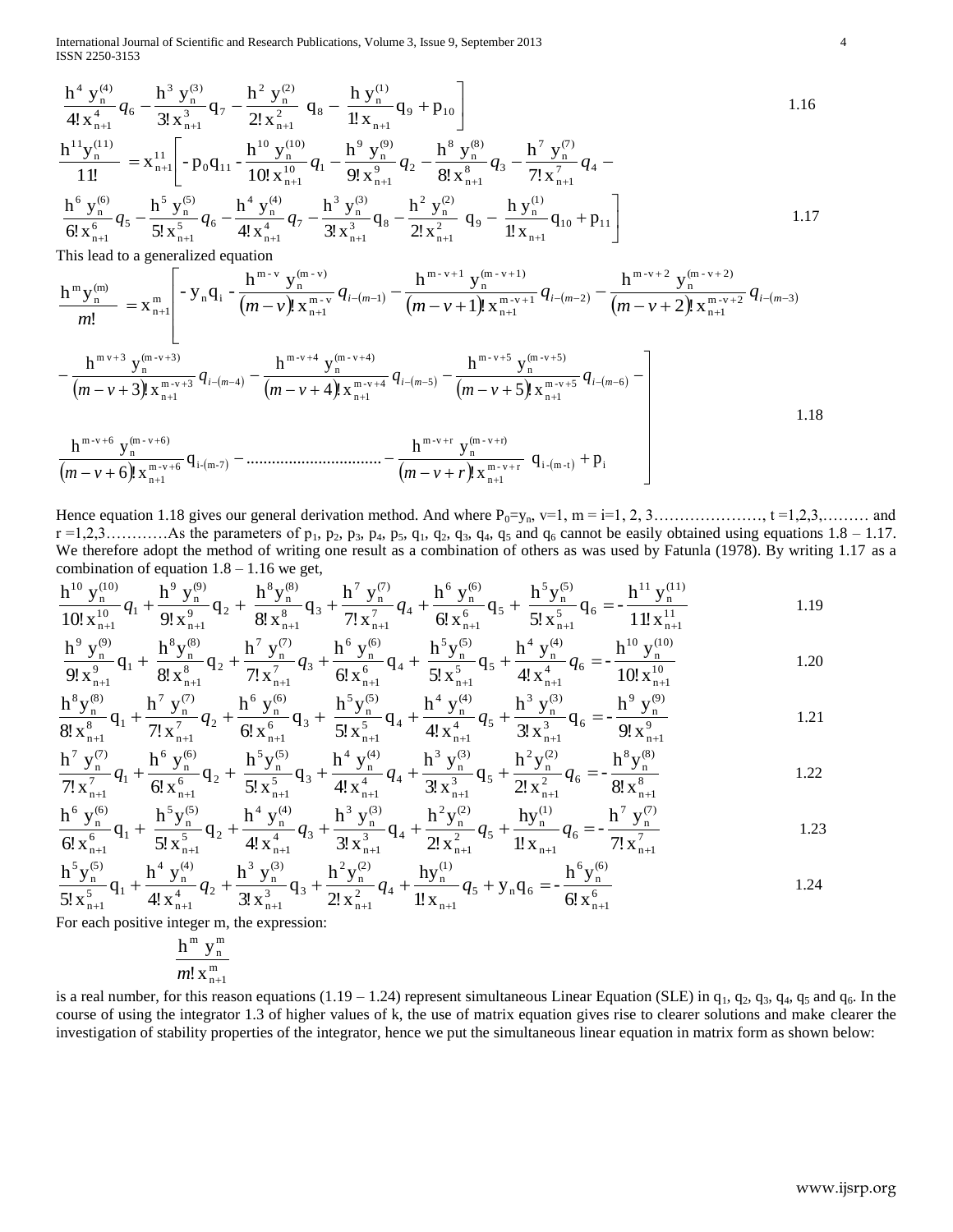$$\frac{h^4\, y_n^{(4)}}{4!\, x_{n+1}^4} q_6 - \frac{h^3\, y_n^{(3)}}{3!\, x_{n+1}^3} q_7 - \frac{h^2\, y_n^{(2)}}{2!\, x_{n+1}^2}\, q_8 - \frac{h\, y_n^{(1)}}{1!\, x_{n+1}} q_9 + p_{10} \Bigg] \qquad 1.16$$

$$\frac{h^{11} y_n^{(11)}}{11!} = x_{n+1}^{11} \Bigg[ - p_0 q_{11} - \frac{h^{10}\, y_n^{(10)}}{10!\, x_{n+1}^{10}} q_1 - \frac{h^9\, y_n^{(9)}}{9!\, x_{n+1}^9} q_2 - \frac{h^8\, y_n^{(8)}}{8!\, x_{n+1}^8} q_3 - \frac{h^7\, y_n^{(7)}}{7!\, x_{n+1}^7} q_4 -$$

$$\frac{h^6\, y_n^{(6)}}{6!\, x_{n+1}^6} q_5 - \frac{h^5\, y_n^{(5)}}{5!\, x_{n+1}^5} q_6 - \frac{h^4\, y_n^{(4)}}{4!\, x_{n+1}^4} q_7 - \frac{h^3\, y_n^{(3)}}{3!\, x_{n+1}^3} q_8 - \frac{h^2\, y_n^{(2)}}{2!\, x_{n+1}^2}\, q_9 - \frac{h\, y_n^{(1)}}{1!\, x_{n+1}} q_{10} + p_{11} \Bigg] \qquad 1.17$$

This lead to a generalized equation

$$\frac{h^m y_n^{(m)}}{m!} = x_{n+1}^m \Bigg[ - y_n q_i - \frac{h^{m-v}\, y_n^{(m-v)}}{(m-v)!\, x_{n+1}^{m-v}} q_{i-(m-1)} - \frac{h^{m-v+1}\, y_n^{(m-v+1)}}{(m-v+1)!\, x_{n+1}^{m-v+1}} q_{i-(m-2)} - \frac{h^{m-v+2}\, y_n^{(m-v+2)}}{(m-v+2)!\, x_{n+1}^{m-v+2}} q_{i-(m-3)}$$

$$- \frac{h^{m\,v+3}\, y_n^{(m-v+3)}}{(m-v+3)!\, x_{n+1}^{m-v+3}} q_{i-(m-4)} - \frac{h^{m-v+4}\, y_n^{(m-v+4)}}{(m-v+4)!\, x_{n+1}^{m-v+4}} q_{i-(m-5)} - \frac{h^{m-v+5}\, y_n^{(m-v+5)}}{(m-v+5)!\, x_{n+1}^{m-v+5}} q_{i-(m-6)} -$$

$$\frac{h^{m-v+6}\, y_n^{(m-v+6)}}{(m-v+6)!\, x_{n+1}^{m-v+6}} q_{i-(m-7)} - \ldots\ldots\ldots\ldots\ldots\ldots - \frac{h^{m-v+r}\, y_n^{(m-v+r)}}{(m-v+r)!\, x_{n+1}^{m-v+r}}\, q_{i-(m-t)} + p_i \Bigg] \qquad 1.18$$

Hence equation 1.18 gives our general derivation method. And where $P_0=y_n$, $v=1$, $m = i=1, 2, 3\ldots\ldots\ldots\ldots\ldots\ldots, t =1,2,3,\ldots\ldots\ldots$ and $r =1,2,3\ldots\ldots\ldots\ldots$ As the parameters of $p_1$, $p_2$, $p_3$, $p_4$, $p_5$, $q_1$, $q_2$, $q_3$, $q_4$, $q_5$ and $q_6$ cannot be easily obtained using equations 1.8 – 1.17. We therefore adopt the method of writing one result as a combination of others as was used by Fatunla (1978). By writing 1.17 as a combination of equation 1.8 – 1.16 we get,

$$\frac{h^{10}\, y_n^{(10)}}{10!\, x_{n+1}^{10}} q_1 + \frac{h^9\, y_n^{(9)}}{9!\, x_{n+1}^9} q_2 + \frac{h^8 y_n^{(8)}}{8!\, x_{n+1}^8} q_3 + \frac{h^7\, y_n^{(7)}}{7!\, x_{n+1}^7} q_4 + \frac{h^6\, y_n^{(6)}}{6!\, x_{n+1}^6} q_5 + \frac{h^5 y_n^{(5)}}{5!\, x_{n+1}^5} q_6 = - \frac{h^{11}\, y_n^{(11)}}{11!\, x_{n+1}^{11}} \qquad 1.19$$

$$\frac{h^9\, y_n^{(9)}}{9!\, x_{n+1}^9} q_1 + \frac{h^8 y_n^{(8)}}{8!\, x_{n+1}^8} q_2 + \frac{h^7\, y_n^{(7)}}{7!\, x_{n+1}^7} q_3 + \frac{h^6\, y_n^{(6)}}{6!\, x_{n+1}^6} q_4 + \frac{h^5 y_n^{(5)}}{5!\, x_{n+1}^5} q_5 + \frac{h^4\, y_n^{(4)}}{4!\, x_{n+1}^4} q_6 = - \frac{h^{10}\, y_n^{(10)}}{10!\, x_{n+1}^{10}} \qquad 1.20$$

$$\frac{h^8 y_n^{(8)}}{8!\, x_{n+1}^8} q_1 + \frac{h^7\, y_n^{(7)}}{7!\, x_{n+1}^7} q_2 + \frac{h^6\, y_n^{(6)}}{6!\, x_{n+1}^6} q_3 + \frac{h^5 y_n^{(5)}}{5!\, x_{n+1}^5} q_4 + \frac{h^4\, y_n^{(4)}}{4!\, x_{n+1}^4} q_5 + \frac{h^3\, y_n^{(3)}}{3!\, x_{n+1}^3} q_6 = - \frac{h^9\, y_n^{(9)}}{9!\, x_{n+1}^9} \qquad 1.21$$

$$\frac{h^7\, y_n^{(7)}}{7!\, x_{n+1}^7} q_1 + \frac{h^6\, y_n^{(6)}}{6!\, x_{n+1}^6} q_2 + \frac{h^5 y_n^{(5)}}{5!\, x_{n+1}^5} q_3 + \frac{h^4\, y_n^{(4)}}{4!\, x_{n+1}^4} q_4 + \frac{h^3\, y_n^{(3)}}{3!\, x_{n+1}^3} q_5 + \frac{h^2 y_n^{(2)}}{2!\, x_{n+1}^2} q_6 = - \frac{h^8 y_n^{(8)}}{8!\, x_{n+1}^8} \qquad 1.22$$

$$\frac{h^6\, y_n^{(6)}}{6!\, x_{n+1}^6} q_1 + \frac{h^5 y_n^{(5)}}{5!\, x_{n+1}^5} q_2 + \frac{h^4\, y_n^{(4)}}{4!\, x_{n+1}^4} q_3 + \frac{h^3\, y_n^{(3)}}{3!\, x_{n+1}^3} q_4 + \frac{h^2 y_n^{(2)}}{2!\, x_{n+1}^2} q_5 + \frac{h y_n^{(1)}}{1!\, x_{n+1}} q_6 = - \frac{h^7\, y_n^{(7)}}{7!\, x_{n+1}^7} \qquad 1.23$$

$$\frac{h^5 y_n^{(5)}}{5!\, x_{n+1}^5} q_1 + \frac{h^4\, y_n^{(4)}}{4!\, x_{n+1}^4} q_2 + \frac{h^3\, y_n^{(3)}}{3!\, x_{n+1}^3} q_3 + \frac{h^2 y_n^{(2)}}{2!\, x_{n+1}^2} q_4 + \frac{h y_n^{(1)}}{1!\, x_{n+1}} q_5 + y_n q_6 = - \frac{h^6 y_n^{(6)}}{6!\, x_{n+1}^6} \qquad 1.24$$

For each positive integer m, the expression:

$$\frac{h^m\, y_n^m}{m!\, x_{n+1}^m}$$

is a real number, for this reason equations (1.19 – 1.24) represent simultaneous Linear Equation (SLE) in $q_1$, $q_2$, $q_3$, $q_4$, $q_5$ and $q_6$. In the course of using the integrator 1.3 of higher values of k, the use of matrix equation gives rise to clearer solutions and make clearer the investigation of stability properties of the integrator, hence we put the simultaneous linear equation in matrix form as shown below: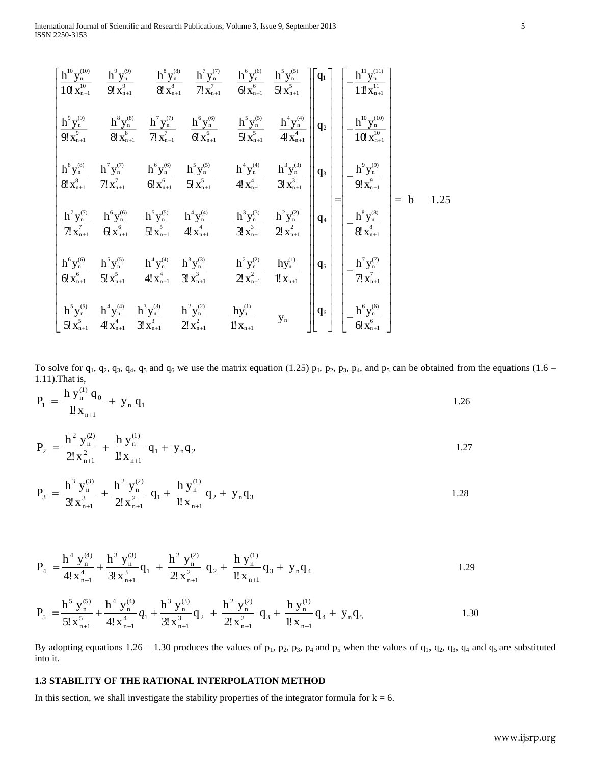$$
\begin{bmatrix}
\frac{h^{10}y_n^{(10)}}{10!x_{n+1}^{10}} & \frac{h^{9}y_n^{(9)}}{9!x_{n+1}^{9}} & \frac{h^{8}y_n^{(8)}}{8!x_{n+1}^{8}} & \frac{h^{7}y_n^{(7)}}{7!x_{n+1}^{7}} & \frac{h^{6}y_n^{(6)}}{6!x_{n+1}^{6}} & \frac{h^{5}y_n^{(5)}}{5!x_{n+1}^{5}} \\
\frac{h^{9}y_n^{(9)}}{9!x_{n+1}^{9}} & \frac{h^{8}y_n^{(8)}}{8!x_{n+1}^{8}} & \frac{h^{7}y_n^{(7)}}{7!x_{n+1}^{7}} & \frac{h^{6}y_n^{(6)}}{6!x_{n+1}^{6}} & \frac{h^{5}y_n^{(5)}}{5!x_{n+1}^{5}} & \frac{h^{4}y_n^{(4)}}{4!x_{n+1}^{4}} \\
\frac{h^{8}y_n^{(8)}}{8!x_{n+1}^{8}} & \frac{h^{7}y_n^{(7)}}{7!x_{n+1}^{7}} & \frac{h^{6}y_n^{(6)}}{6!x_{n+1}^{6}} & \frac{h^{5}y_n^{(5)}}{5!x_{n+1}^{5}} & \frac{h^{4}y_n^{(4)}}{4!x_{n+1}^{4}} & \frac{h^{3}y_n^{(3)}}{3!x_{n+1}^{3}} \\
\frac{h^{7}y_n^{(7)}}{7!x_{n+1}^{7}} & \frac{h^{6}y_n^{(6)}}{6!x_{n+1}^{6}} & \frac{h^{5}y_n^{(5)}}{5!x_{n+1}^{5}} & \frac{h^{4}y_n^{(4)}}{4!x_{n+1}^{4}} & \frac{h^{3}y_n^{(3)}}{3!x_{n+1}^{3}} & \frac{h^{2}y_n^{(2)}}{2!x_{n+1}^{2}} \\
\frac{h^{6}y_n^{(6)}}{6!x_{n+1}^{6}} & \frac{h^{5}y_n^{(5)}}{5!x_{n+1}^{5}} & \frac{h^{4}y_n^{(4)}}{4!x_{n+1}^{4}} & \frac{h^{3}y_n^{(3)}}{3!x_{n+1}^{3}} & \frac{h^{2}y_n^{(2)}}{2!x_{n+1}^{2}} & \frac{hy_n^{(1)}}{1!x_{n+1}} \\
\frac{h^{5}y_n^{(5)}}{5!x_{n+1}^{5}} & \frac{h^{4}y_n^{(4)}}{4!x_{n+1}^{4}} & \frac{h^{3}y_n^{(3)}}{3!x_{n+1}^{3}} & \frac{h^{2}y_n^{(2)}}{2!x_{n+1}^{2}} & \frac{hy_n^{(1)}}{1!x_{n+1}} & y_n
\end{bmatrix}
\begin{bmatrix} q_1 \\ q_2 \\ q_3 \\ q_4 \\ q_5 \\ q_6 \end{bmatrix}
=
\begin{bmatrix}
-\frac{h^{11}y_n^{(11)}}{11!x_{n+1}^{11}} \\
-\frac{h^{10}y_n^{(10)}}{10!x_{n+1}^{10}} \\
-\frac{h^{9}y_n^{(9)}}{9!x_{n+1}^{9}} \\
-\frac{h^{8}y_n^{(8)}}{8!x_{n+1}^{8}} \\
-\frac{h^{7}y_n^{(7)}}{7!x_{n+1}^{7}} \\
-\frac{h^{6}y_n^{(6)}}{6!x_{n+1}^{6}}
\end{bmatrix}
= b \qquad 1.25
$$

To solve for $q_1$, $q_2$, $q_3$, $q_4$, $q_5$ and $q_6$ we use the matrix equation (1.25) $p_1$, $p_2$, $p_3$, $p_4$, and $p_5$ can be obtained from the equations (1.6 – 1.11).That is,

$$P_1 = \frac{h\,y_n^{(1)}\,q_0}{1!\,x_{n+1}} + y_n\,q_1 \qquad 1.26$$

$$P_2 = \frac{h^2\,y_n^{(2)}}{2!\,x_{n+1}^2} + \frac{h\,y_n^{(1)}}{1!\,x_{n+1}}\,q_1 + y_n q_2 \qquad 1.27$$

$$P_3 = \frac{h^3\,y_n^{(3)}}{3!\,x_{n+1}^3} + \frac{h^2\,y_n^{(2)}}{2!\,x_{n+1}^2}\,q_1 + \frac{h\,y_n^{(1)}}{1!\,x_{n+1}}q_2 + y_n q_3 \qquad 1.28$$

$$P_4 = \frac{h^4\,y_n^{(4)}}{4!\,x_{n+1}^4} + \frac{h^3\,y_n^{(3)}}{3!\,x_{n+1}^3}q_1 + \frac{h^2\,y_n^{(2)}}{2!\,x_{n+1}^2}\,q_2 + \frac{h\,y_n^{(1)}}{1!\,x_{n+1}}q_3 + y_n q_4 \qquad 1.29$$

$$P_5 = \frac{h^5\,y_n^{(5)}}{5!\,x_{n+1}^5} + \frac{h^4\,y_n^{(4)}}{4!\,x_{n+1}^4}q_1 + \frac{h^3\,y_n^{(3)}}{3!\,x_{n+1}^3}q_2 + \frac{h^2\,y_n^{(2)}}{2!\,x_{n+1}^2}\,q_3 + \frac{h\,y_n^{(1)}}{1!\,x_{n+1}}q_4 + y_n q_5 \qquad 1.30$$

By adopting equations 1.26 – 1.30 produces the values of $p_1$, $p_2$, $p_3$, $p_4$ and $p_5$ when the values of $q_1$, $q_2$, $q_3$, $q_4$ and $q_5$ are substituted into it.

### 1.3 STABILITY OF THE RATIONAL INTERPOLATION METHOD

In this section, we shall investigate the stability properties of the integrator formula for $k = 6$.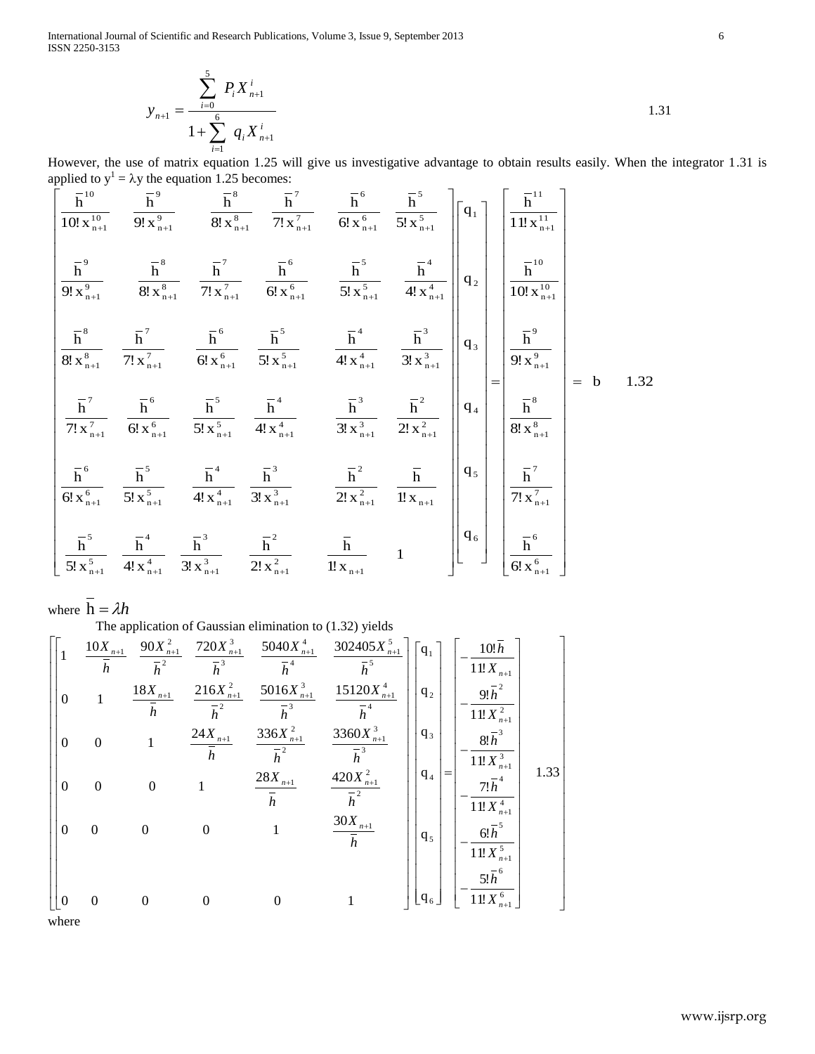$$y_{n+1} = \frac{\sum_{i=0}^{5} P_i X_{n+1}^i}{1 + \sum_{i=1}^{6} q_i X_{n+1}^i} \qquad 1.31$$

However, the use of matrix equation 1.25 will give us investigative advantage to obtain results easily. When the integrator 1.31 is applied to $y^1 = \lambda y$ the equation 1.25 becomes:

$$\begin{bmatrix} \frac{\bar{h}^{10}}{10!\, x_{n+1}^{10}} & \frac{\bar{h}^{9}}{9!\, x_{n+1}^{9}} & \frac{\bar{h}^{8}}{8!\, x_{n+1}^{8}} & \frac{\bar{h}^{7}}{7!\, x_{n+1}^{7}} & \frac{\bar{h}^{6}}{6!\, x_{n+1}^{6}} & \frac{\bar{h}^{5}}{5!\, x_{n+1}^{5}} \\ \frac{\bar{h}^{9}}{9!\, x_{n+1}^{9}} & \frac{\bar{h}^{8}}{8!\, x_{n+1}^{8}} & \frac{\bar{h}^{7}}{7!\, x_{n+1}^{7}} & \frac{\bar{h}^{6}}{6!\, x_{n+1}^{6}} & \frac{\bar{h}^{5}}{5!\, x_{n+1}^{5}} & \frac{\bar{h}^{4}}{4!\, x_{n+1}^{4}} \\ \frac{\bar{h}^{8}}{8!\, x_{n+1}^{8}} & \frac{\bar{h}^{7}}{7!\, x_{n+1}^{7}} & \frac{\bar{h}^{6}}{6!\, x_{n+1}^{6}} & \frac{\bar{h}^{5}}{5!\, x_{n+1}^{5}} & \frac{\bar{h}^{4}}{4!\, x_{n+1}^{4}} & \frac{\bar{h}^{3}}{3!\, x_{n+1}^{3}} \\ \frac{\bar{h}^{7}}{7!\, x_{n+1}^{7}} & \frac{\bar{h}^{6}}{6!\, x_{n+1}^{6}} & \frac{\bar{h}^{5}}{5!\, x_{n+1}^{5}} & \frac{\bar{h}^{4}}{4!\, x_{n+1}^{4}} & \frac{\bar{h}^{3}}{3!\, x_{n+1}^{3}} & \frac{\bar{h}^{2}}{2!\, x_{n+1}^{2}} \\ \frac{\bar{h}^{6}}{6!\, x_{n+1}^{6}} & \frac{\bar{h}^{5}}{5!\, x_{n+1}^{5}} & \frac{\bar{h}^{4}}{4!\, x_{n+1}^{4}} & \frac{\bar{h}^{3}}{3!\, x_{n+1}^{3}} & \frac{\bar{h}^{2}}{2!\, x_{n+1}^{2}} & \frac{\bar{h}}{1!\, x_{n+1}} \\ \frac{\bar{h}^{5}}{5!\, x_{n+1}^{5}} & \frac{\bar{h}^{4}}{4!\, x_{n+1}^{4}} & \frac{\bar{h}^{3}}{3!\, x_{n+1}^{3}} & \frac{\bar{h}^{2}}{2!\, x_{n+1}^{2}} & \frac{\bar{h}}{1!\, x_{n+1}} & 1 \end{bmatrix} \begin{bmatrix} q_1 \\ q_2 \\ q_3 \\ q_4 \\ q_5 \\ q_6 \end{bmatrix} = \begin{bmatrix} \frac{\bar{h}^{11}}{11!\, x_{n+1}^{11}} \\ \frac{\bar{h}^{10}}{10!\, x_{n+1}^{10}} \\ \frac{\bar{h}^{9}}{9!\, x_{n+1}^{9}} \\ \frac{\bar{h}^{8}}{8!\, x_{n+1}^{8}} \\ \frac{\bar{h}^{7}}{7!\, x_{n+1}^{7}} \\ \frac{\bar{h}^{6}}{6!\, x_{n+1}^{6}} \end{bmatrix} = b \qquad 1.32$$

where $\bar{h} = \lambda h$

The application of Gaussian elimination to (1.32) yields

$$\begin{bmatrix} 1 & \frac{10X_{n+1}}{\bar{h}} & \frac{90X_{n+1}^2}{\bar{h}^2} & \frac{720X_{n+1}^3}{\bar{h}^3} & \frac{5040X_{n+1}^4}{\bar{h}^4} & \frac{302405X_{n+1}^5}{\bar{h}^5} \\ 0 & 1 & \frac{18X_{n+1}}{\bar{h}} & \frac{216X_{n+1}^2}{\bar{h}^2} & \frac{5016X_{n+1}^3}{\bar{h}^3} & \frac{15120X_{n+1}^4}{\bar{h}^4} \\ 0 & 0 & 1 & \frac{24X_{n+1}}{\bar{h}} & \frac{336X_{n+1}^2}{\bar{h}^2} & \frac{3360X_{n+1}^3}{\bar{h}^3} \\ 0 & 0 & 0 & 1 & \frac{28X_{n+1}}{\bar{h}} & \frac{420X_{n+1}^2}{\bar{h}^2} \\ 0 & 0 & 0 & 0 & 1 & \frac{30X_{n+1}}{\bar{h}} \\ 0 & 0 & 0 & 0 & 0 & 1 \end{bmatrix} \begin{bmatrix} q_1 \\ q_2 \\ q_3 \\ q_4 \\ q_5 \\ q_6 \end{bmatrix} = \begin{bmatrix} -\frac{10!\,\bar{h}}{11!\,X_{n+1}} \\ -\frac{9!\,\bar{h}^2}{11!\,X_{n+1}^2} \\ -\frac{8!\,\bar{h}^3}{11!\,X_{n+1}^3} \\ -\frac{7!\,\bar{h}^4}{11!\,X_{n+1}^4} \\ -\frac{6!\,\bar{h}^5}{11!\,X_{n+1}^5} \\ -\frac{5!\,\bar{h}^6}{11!\,X_{n+1}^6} \end{bmatrix} \qquad 1.33$$

where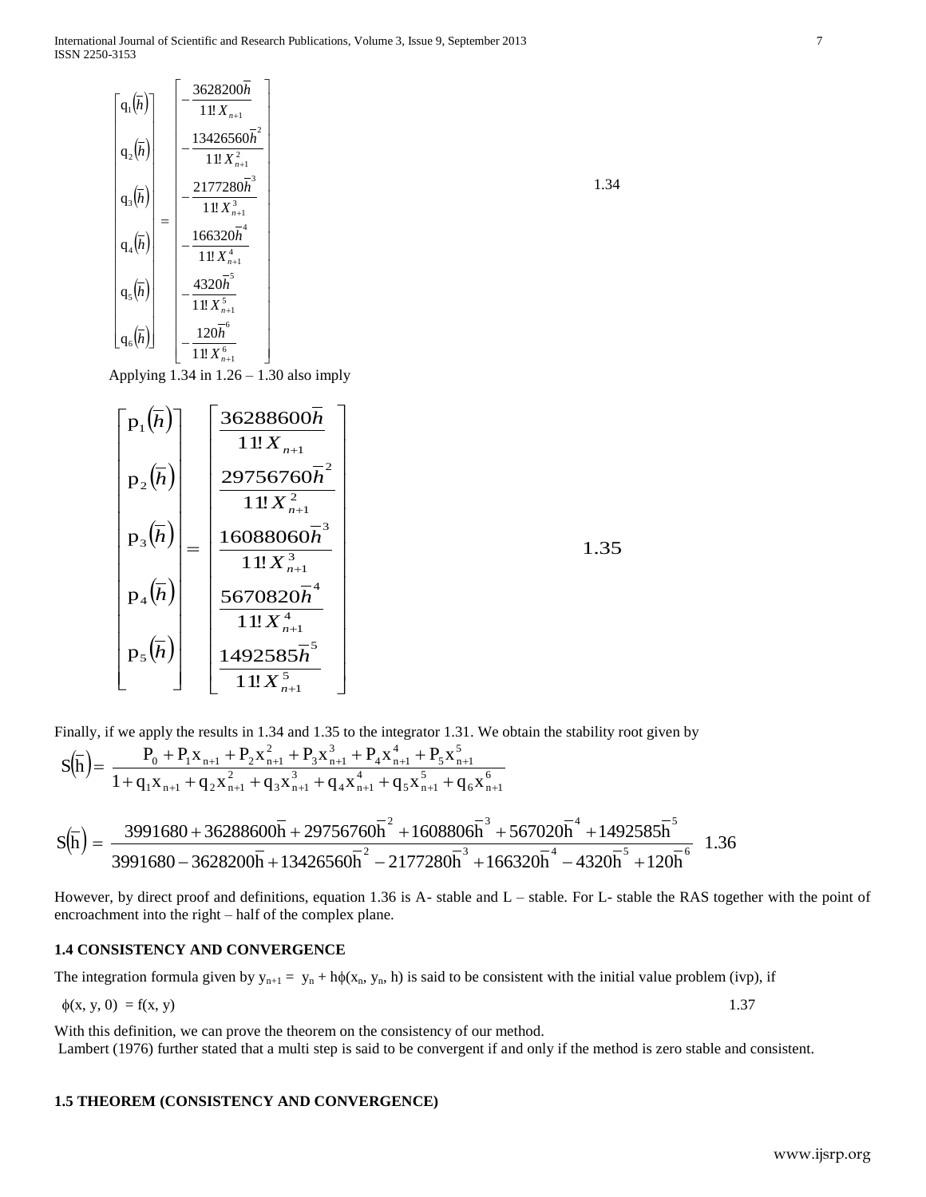$$\begin{bmatrix} q_1(\bar{h}) \\ q_2(\bar{h}) \\ q_3(\bar{h}) \\ q_4(\bar{h}) \\ q_5(\bar{h}) \\ q_6(\bar{h}) \end{bmatrix} = \begin{bmatrix} -\dfrac{3628200\bar{h}}{11!\,X_{n+1}} \\ -\dfrac{13426560\bar{h}^2}{11!\,X_{n+1}^2} \\ -\dfrac{2177280\bar{h}^3}{11!\,X_{n+1}^3} \\ -\dfrac{166320\bar{h}^4}{11!\,X_{n+1}^4} \\ -\dfrac{4320\bar{h}^5}{11!\,X_{n+1}^5} \\ -\dfrac{120\bar{h}^6}{11!\,X_{n+1}^6} \end{bmatrix} \qquad 1.34$$

Applying 1.34 in 1.26 – 1.30 also imply

$$\begin{bmatrix} p_1(\bar{h}) \\ p_2(\bar{h}) \\ p_3(\bar{h}) \\ p_4(\bar{h}) \\ p_5(\bar{h}) \end{bmatrix} = \begin{bmatrix} \dfrac{36288600\bar{h}}{11!\,X_{n+1}} \\ \dfrac{29756760\bar{h}^2}{11!\,X_{n+1}^2} \\ \dfrac{16088060\bar{h}^3}{11!\,X_{n+1}^3} \\ \dfrac{5670820\bar{h}^4}{11!\,X_{n+1}^4} \\ \dfrac{1492585\bar{h}^5}{11!\,X_{n+1}^5} \end{bmatrix} \qquad 1.35$$

Finally, if we apply the results in 1.34 and 1.35 to the integrator 1.31. We obtain the stability root given by

$$S(\bar{h}) = \frac{P_0 + P_1 x_{n+1} + P_2 x_{n+1}^2 + P_3 x_{n+1}^3 + P_4 x_{n+1}^4 + P_5 x_{n+1}^5}{1 + q_1 x_{n+1} + q_2 x_{n+1}^2 + q_3 x_{n+1}^3 + q_4 x_{n+1}^4 + q_5 x_{n+1}^5 + q_6 x_{n+1}^6}$$

$$S(\bar{h}) = \frac{3991680 + 36288600\bar{h} + 29756760\bar{h}^2 + 1608806\bar{h}^3 + 567020\bar{h}^4 + 1492585\bar{h}^5}{3991680 - 3628200\bar{h} + 13426560\bar{h}^2 - 2177280\bar{h}^3 + 166320\bar{h}^4 - 4320\bar{h}^5 + 120\bar{h}^6} \quad 1.36$$

However, by direct proof and definitions, equation 1.36 is A- stable and L – stable. For L- stable the RAS together with the point of encroachment into the right – half of the complex plane.

### 1.4 CONSISTENCY AND CONVERGENCE

The integration formula given by $y_{n+1} = y_n + h\phi(x_n, y_n, h)$ is said to be consistent with the initial value problem (ivp), if

$$\phi(x, y, 0) = f(x, y) \qquad 1.37$$

With this definition, we can prove the theorem on the consistency of our method.

Lambert (1976) further stated that a multi step is said to be convergent if and only if the method is zero stable and consistent.

### 1.5 THEOREM (CONSISTENCY AND CONVERGENCE)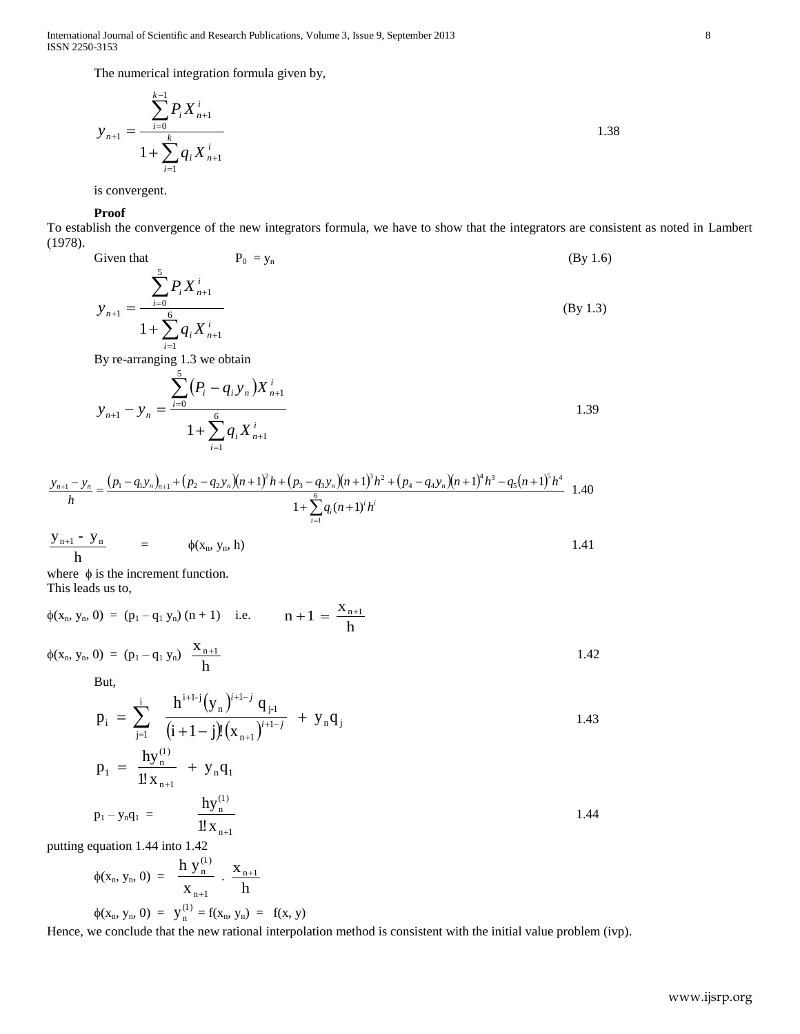The numerical integration formula given by,

$$y_{n+1} = \frac{\sum_{i=0}^{k-1} P_i X_{n+1}^i}{1 + \sum_{i=1}^{k} q_i X_{n+1}^i} \qquad 1.38$$

is convergent.

**Proof**

To establish the convergence of the new integrators formula, we have to show that the integrators are consistent as noted in Lambert (1978).

Given that $P_0 = y_n$ (By 1.6)

$$y_{n+1} = \frac{\sum_{i=0}^{5} P_i X_{n+1}^i}{1 + \sum_{i=1}^{6} q_i X_{n+1}^i} \qquad \text{(By 1.3)}$$

By re-arranging 1.3 we obtain

$$y_{n+1} - y_n = \frac{\sum_{i=0}^{5} (P_i - q_i y_n) X_{n+1}^i}{1 + \sum_{i=1}^{6} q_i X_{n+1}^i} \qquad 1.39$$

$$\frac{y_{n+1} - y_n}{h} = \frac{(p_1 - q_1 y_n)_{n+1} + (p_2 - q_2 y_n)(n+1)^2 h + (p_3 - q_3 y_n)(n+1)^3 h^2 + (p_4 - q_4 y_n)(n+1)^4 h^3 - q_5 (n+1)^5 h^4}{1 + \sum_{i=1}^{6} q_i (n+1)^i h^i} \qquad 1.40$$

$$\frac{y_{n+1} - y_n}{h} = \phi(x_n, y_n, h) \qquad 1.41$$

where $\phi$ is the increment function.

This leads us to,

$$\phi(x_n, y_n, 0) = (p_1 - q_1 y_n)(n+1) \quad \text{i.e.} \quad n + 1 = \frac{x_{n+1}}{h}$$

$$\phi(x_n, y_n, 0) = (p_1 - q_1 y_n) \frac{x_{n+1}}{h} \qquad 1.42$$

But,

$$p_i = \sum_{j=1}^{i} \frac{h^{i+1-j} (y_n)^{i+1-j} q_{j-1}}{(i+1-j)! (x_{n+1})^{i+1-j}} + y_n q_j \qquad 1.43$$

$$p_1 = \frac{h y_n^{(1)}}{1! \, x_{n+1}} + y_n q_1$$

$$p_1 - y_n q_1 = \frac{h y_n^{(1)}}{1! \, x_{n+1}} \qquad 1.44$$

putting equation 1.44 into 1.42

$$\phi(x_n, y_n, 0) = \frac{h \, y_n^{(1)}}{x_{n+1}} \cdot \frac{x_{n+1}}{h}$$

$$\phi(x_n, y_n, 0) = y_n^{(1)} = f(x_n, y_n) = f(x, y)$$

Hence, we conclude that the new rational interpolation method is consistent with the initial value problem (ivp).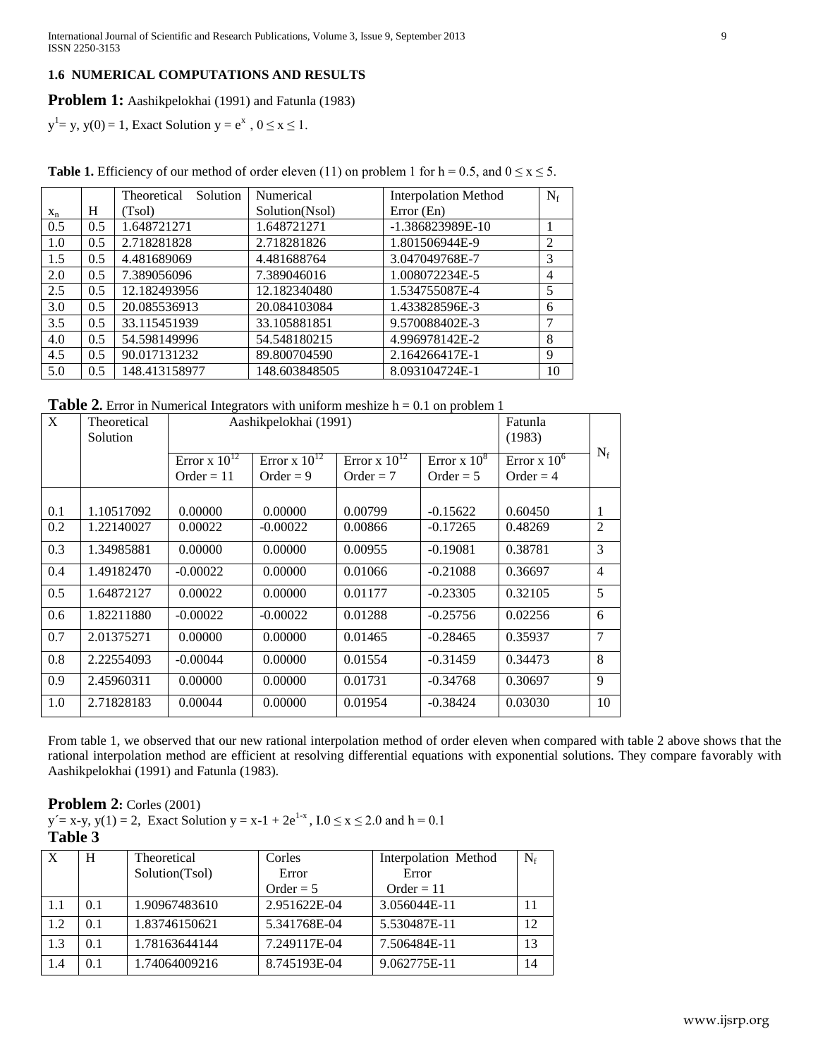### 1.6 NUMERICAL COMPUTATIONS AND RESULTS

**Problem 1:** Aashikpelokhai (1991) and Fatunla (1983)

$y^1 = y$, $y(0) = 1$, Exact Solution $y = e^x$ , $0 \leq x \leq 1$.

**Table 1.** Efficiency of our method of order eleven (11) on problem 1 for h = 0.5, and $0 \leq x \leq 5$.

| $x_n$ | H | Theoretical Solution (Tsol) | Numerical Solution(Nsol) | Interpolation Method Error (En) | $N_f$ |
|---|---|---|---|---|---|
| 0.5 | 0.5 | 1.648721271 | 1.648721271 | -1.386823989E-10 | 1 |
| 1.0 | 0.5 | 2.718281828 | 2.718281826 | 1.801506944E-9 | 2 |
| 1.5 | 0.5 | 4.481689069 | 4.481688764 | 3.047049768E-7 | 3 |
| 2.0 | 0.5 | 7.389056096 | 7.389046016 | 1.008072234E-5 | 4 |
| 2.5 | 0.5 | 12.182493956 | 12.182340480 | 1.534755087E-4 | 5 |
| 3.0 | 0.5 | 20.085536913 | 20.084103084 | 1.433828596E-3 | 6 |
| 3.5 | 0.5 | 33.115451939 | 33.105881851 | 9.570088402E-3 | 7 |
| 4.0 | 0.5 | 54.598149996 | 54.548180215 | 4.996978142E-2 | 8 |
| 4.5 | 0.5 | 90.017131232 | 89.800704590 | 2.164266417E-1 | 9 |
| 5.0 | 0.5 | 148.413158977 | 148.603848505 | 8.093104724E-1 | 10 |

**Table 2.** Error in Numerical Integrators with uniform meshize h = 0.1 on problem 1

| X | Theoretical Solution | Aashikpelokhai (1991) | | | | Fatunla (1983) | $N_f$ |
|---|---|---|---|---|---|---|---|
| | | Error x $10^{12}$ Order = 11 | Error x $10^{12}$ Order = 9 | Error x $10^{12}$ Order = 7 | Error x $10^{8}$ Order = 5 | Error x $10^{6}$ Order = 4 | |
| 0.1 | 1.10517092 | 0.00000 | 0.00000 | 0.00799 | -0.15622 | 0.60450 | 1 |
| 0.2 | 1.22140027 | 0.00022 | -0.00022 | 0.00866 | -0.17265 | 0.48269 | 2 |
| 0.3 | 1.34985881 | 0.00000 | 0.00000 | 0.00955 | -0.19081 | 0.38781 | 3 |
| 0.4 | 1.49182470 | -0.00022 | 0.00000 | 0.01066 | -0.21088 | 0.36697 | 4 |
| 0.5 | 1.64872127 | 0.00022 | 0.00000 | 0.01177 | -0.23305 | 0.32105 | 5 |
| 0.6 | 1.82211880 | -0.00022 | -0.00022 | 0.01288 | -0.25756 | 0.02256 | 6 |
| 0.7 | 2.01375271 | 0.00000 | 0.00000 | 0.01465 | -0.28465 | 0.35937 | 7 |
| 0.8 | 2.22554093 | -0.00044 | 0.00000 | 0.01554 | -0.31459 | 0.34473 | 8 |
| 0.9 | 2.45960311 | 0.00000 | 0.00000 | 0.01731 | -0.34768 | 0.30697 | 9 |
| 1.0 | 2.71828183 | 0.00044 | 0.00000 | 0.01954 | -0.38424 | 0.03030 | 10 |

From table 1, we observed that our new rational interpolation method of order eleven when compared with table 2 above shows that the rational interpolation method are efficient at resolving differential equations with exponential solutions. They compare favorably with Aashikpelokhai (1991) and Fatunla (1983).

**Problem 2:** Corles (2001)

$y' = x - y$, $y(1) = 2$, Exact Solution $y = x - 1 + 2e^{1-x}$ , $I.0 \leq x \leq 2.0$ and h = 0.1

**Table 3**

| X | H | Theoretical Solution(Tsol) | Corles Error Order = 5 | Interpolation Method Error Order = 11 | $N_f$ |
|---|---|---|---|---|---|
| 1.1 | 0.1 | 1.90967483610 | 2.951622E-04 | 3.056044E-11 | 11 |
| 1.2 | 0.1 | 1.83746150621 | 5.341768E-04 | 5.530487E-11 | 12 |
| 1.3 | 0.1 | 1.78163644144 | 7.249117E-04 | 7.506484E-11 | 13 |
| 1.4 | 0.1 | 1.74064009216 | 8.745193E-04 | 9.062775E-11 | 14 |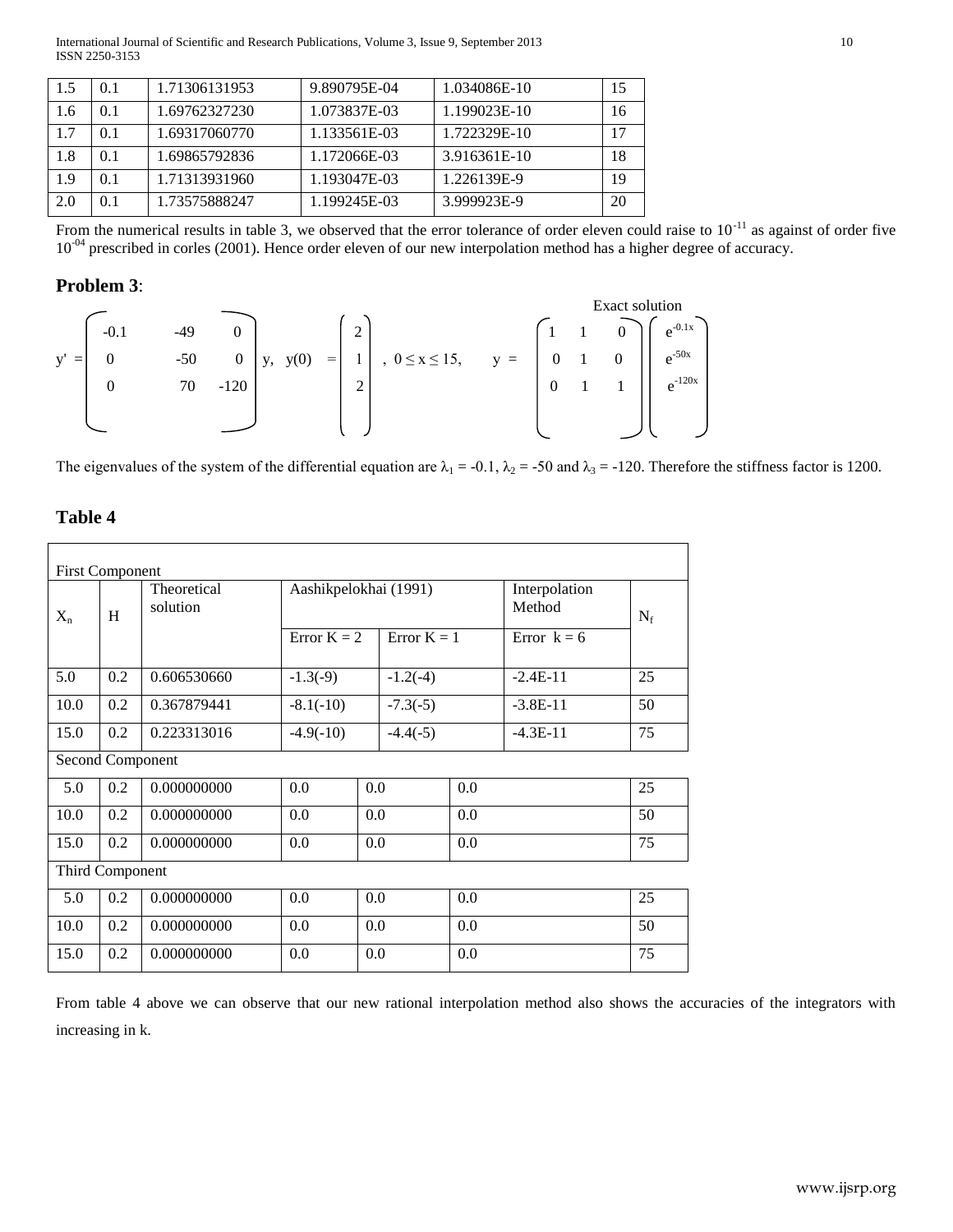| 1.5 | 0.1 | 1.71306131953 | 9.890795E-04 | 1.034086E-10 | 15 |
|---|---|---|---|---|---|
| 1.6 | 0.1 | 1.69762327230 | 1.073837E-03 | 1.199023E-10 | 16 |
| 1.7 | 0.1 | 1.69317060770 | 1.133561E-03 | 1.722329E-10 | 17 |
| 1.8 | 0.1 | 1.69865792836 | 1.172066E-03 | 3.916361E-10 | 18 |
| 1.9 | 0.1 | 1.71313931960 | 1.193047E-03 | 1.226139E-9 | 19 |
| 2.0 | 0.1 | 1.73575888247 | 1.199245E-03 | 3.999923E-9 | 20 |

From the numerical results in table 3, we observed that the error tolerance of order eleven could raise to $10^{-11}$ as against of order five $10^{-04}$ prescribed in corles (2001). Hence order eleven of our new interpolation method has a higher degree of accuracy.

## Problem 3:

$$y' = \begin{pmatrix} -0.1 & -49 & 0 \\ 0 & -50 & 0 \\ 0 & 70 & -120 \end{pmatrix} y, \quad y(0) = \begin{pmatrix} 2 \\ 1 \\ 2 \end{pmatrix}, \quad 0 \le x \le 15, \qquad y = \begin{pmatrix} 1 & 1 & 0 \\ 0 & 1 & 0 \\ 0 & 1 & 1 \end{pmatrix} \begin{pmatrix} e^{-0.1x} \\ e^{-50x} \\ e^{-120x} \end{pmatrix}$$

Exact solution

The eigenvalues of the system of the differential equation are $\lambda_1 = -0.1$, $\lambda_2 = -50$ and $\lambda_3 = -120$. Therefore the stiffness factor is 1200.

## Table 4

| $X_n$ | H | Theoretical solution | Aashikpelokhai (1991) | | Interpolation Method | $N_f$ |
|---|---|---|---|---|---|---|
| | | | Error K = 2 | Error K = 1 | Error k = 6 | |
| **First Component** | | | | | | |
| 5.0 | 0.2 | 0.606530660 | -1.3(-9) | -1.2(-4) | -2.4E-11 | 25 |
| 10.0 | 0.2 | 0.367879441 | -8.1(-10) | -7.3(-5) | -3.8E-11 | 50 |
| 15.0 | 0.2 | 0.223313016 | -4.9(-10) | -4.4(-5) | -4.3E-11 | 75 |
| **Second Component** | | | | | | |
| 5.0 | 0.2 | 0.000000000 | 0.0 | 0.0 | 0.0 | 25 |
| 10.0 | 0.2 | 0.000000000 | 0.0 | 0.0 | 0.0 | 50 |
| 15.0 | 0.2 | 0.000000000 | 0.0 | 0.0 | 0.0 | 75 |
| **Third Component** | | | | | | |
| 5.0 | 0.2 | 0.000000000 | 0.0 | 0.0 | 0.0 | 25 |
| 10.0 | 0.2 | 0.000000000 | 0.0 | 0.0 | 0.0 | 50 |
| 15.0 | 0.2 | 0.000000000 | 0.0 | 0.0 | 0.0 | 75 |

From table 4 above we can observe that our new rational interpolation method also shows the accuracies of the integrators with increasing in k.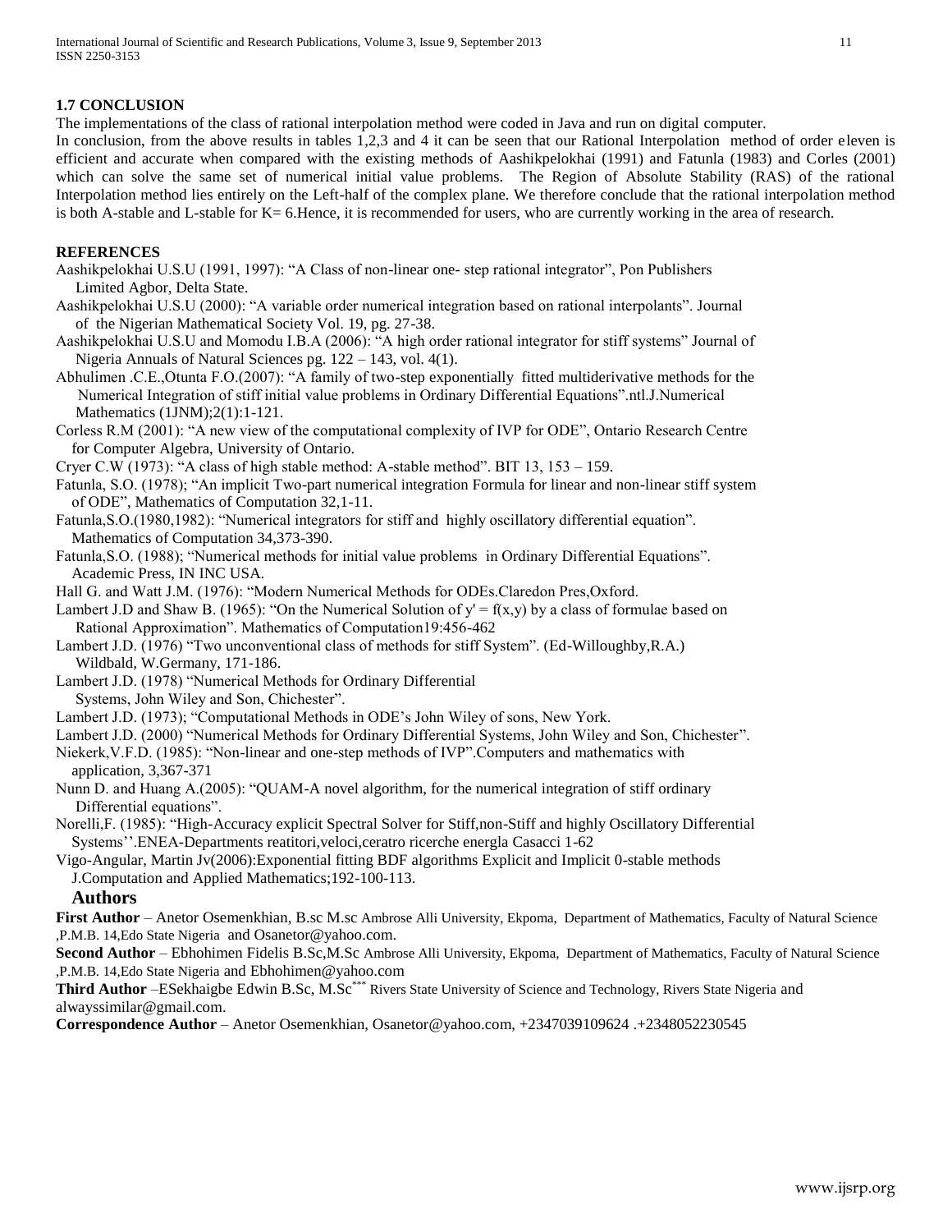### 1.7 CONCLUSION

The implementations of the class of rational interpolation method were coded in Java and run on digital computer.

In conclusion, from the above results in tables 1,2,3 and 4 it can be seen that our Rational Interpolation method of order eleven is efficient and accurate when compared with the existing methods of Aashikpelokhai (1991) and Fatunla (1983) and Corles (2001) which can solve the same set of numerical initial value problems. The Region of Absolute Stability (RAS) of the rational Interpolation method lies entirely on the Left-half of the complex plane. We therefore conclude that the rational interpolation method is both A-stable and L-stable for K= 6.Hence, it is recommended for users, who are currently working in the area of research.

### REFERENCES

Aashikpelokhai U.S.U (1991, 1997): "A Class of non-linear one- step rational integrator", Pon Publishers Limited Agbor, Delta State.

Aashikpelokhai U.S.U (2000): "A variable order numerical integration based on rational interpolants". Journal of the Nigerian Mathematical Society Vol. 19, pg. 27-38.

Aashikpelokhai U.S.U and Momodu I.B.A (2006): "A high order rational integrator for stiff systems" Journal of Nigeria Annuals of Natural Sciences pg. 122 – 143, vol. 4(1).

Abhulimen .C.E.,Otunta F.O.(2007): "A family of two-step exponentially fitted multiderivative methods for the Numerical Integration of stiff initial value problems in Ordinary Differential Equations".ntl.J.Numerical Mathematics (1JNM);2(1):1-121.

Corless R.M (2001): "A new view of the computational complexity of IVP for ODE", Ontario Research Centre for Computer Algebra, University of Ontario.

Cryer C.W (1973): "A class of high stable method: A-stable method". BIT 13, 153 – 159.

Fatunla, S.O. (1978); "An implicit Two-part numerical integration Formula for linear and non-linear stiff system of ODE", Mathematics of Computation 32,1-11.

Fatunla,S.O.(1980,1982): "Numerical integrators for stiff and highly oscillatory differential equation". Mathematics of Computation 34,373-390.

Fatunla,S.O. (1988); "Numerical methods for initial value problems in Ordinary Differential Equations". Academic Press, IN INC USA.

Hall G. and Watt J.M. (1976): "Modern Numerical Methods for ODEs.Claredon Pres,Oxford.

Lambert J.D and Shaw B. (1965): "On the Numerical Solution of y' = f(x,y) by a class of formulae based on Rational Approximation". Mathematics of Computation19:456-462

Lambert J.D. (1976) "Two unconventional class of methods for stiff System". (Ed-Willoughby,R.A.) Wildbald, W.Germany, 171-186.

Lambert J.D. (1978) "Numerical Methods for Ordinary Differential Systems, John Wiley and Son, Chichester".

Lambert J.D. (1973); "Computational Methods in ODE's John Wiley of sons, New York.

Lambert J.D. (2000) "Numerical Methods for Ordinary Differential Systems, John Wiley and Son, Chichester".

Niekerk,V.F.D. (1985): "Non-linear and one-step methods of IVP".Computers and mathematics with application, 3,367-371

Nunn D. and Huang A.(2005): "QUAM-A novel algorithm, for the numerical integration of stiff ordinary Differential equations".

Norelli,F. (1985): "High-Accuracy explicit Spectral Solver for Stiff,non-Stiff and highly Oscillatory Differential Systems''.ENEA-Departments reatitori,veloci,ceratro ricerche energla Casacci 1-62

Vigo-Angular, Martin Jv(2006):Exponential fitting BDF algorithms Explicit and Implicit 0-stable methods J.Computation and Applied Mathematics;192-100-113.

### Authors

**First Author** – Anetor Osemenkhian, B.sc M.sc Ambrose Alli University, Ekpoma, Department of Mathematics, Faculty of Natural Science ,P.M.B. 14,Edo State Nigeria and Osanetor@yahoo.com.

**Second Author** – Ebhohimen Fidelis B.Sc,M.Sc Ambrose Alli University, Ekpoma, Department of Mathematics, Faculty of Natural Science ,P.M.B. 14,Edo State Nigeria and Ebhohimen@yahoo.com

**Third Author** –ESekhaigbe Edwin B.Sc, M.Sc*** Rivers State University of Science and Technology, Rivers State Nigeria and alwayssimilar@gmail.com.

**Correspondence Author** – Anetor Osemenkhian, Osanetor@yahoo.com, +2347039109624 .+2348052230545